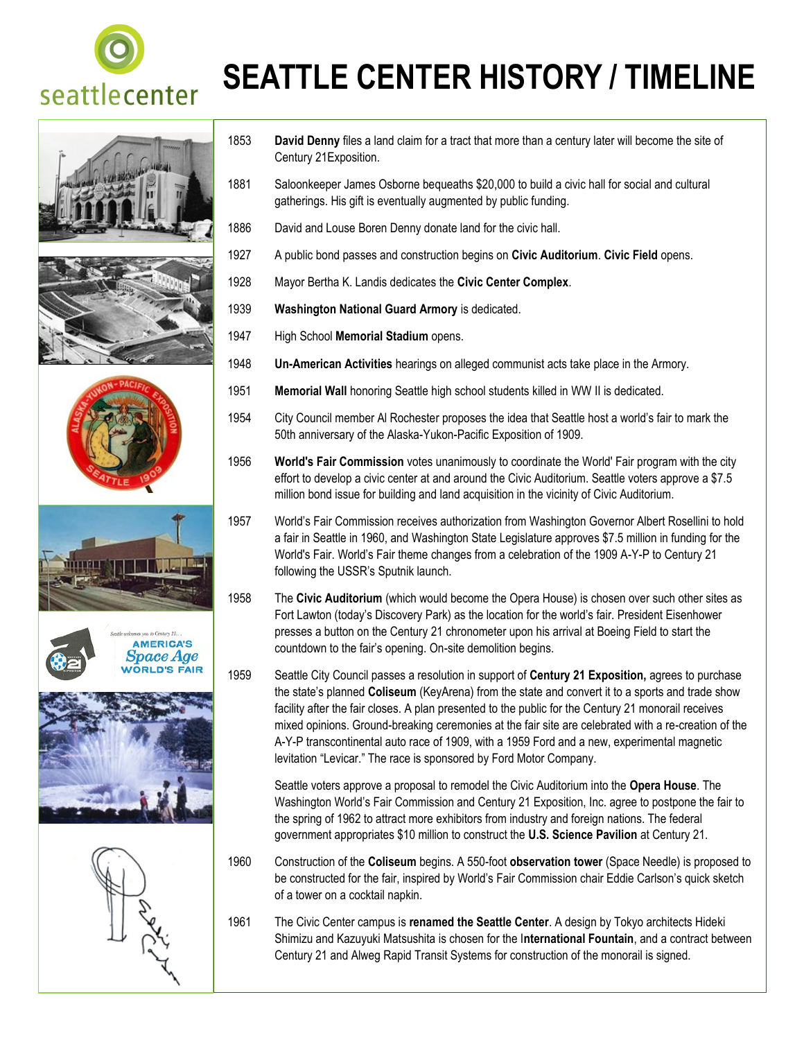# SEATTLE CENTER HISTORY / TIMELINE

1853 **David Denny** files a land claim for a tract that more than a century later will become the site of Century 21Exposition.

1881 Saloonkeeper James Osborne bequeaths $20,000 to build a civic hall for social and cultural gatherings. His gift is eventually augmented by public funding.

1886 David and Louse Boren Denny donate land for the civic hall.

1927 A public bond passes and construction begins on **Civic Auditorium**. **Civic Field** opens.

1928 Mayor Bertha K. Landis dedicates the **Civic Center Complex**.

1939 **Washington National Guard Armory** is dedicated.

1947 High School **Memorial Stadium** opens.

1948 **Un-American Activities** hearings on alleged communist acts take place in the Armory.

1951 **Memorial Wall** honoring Seattle high school students killed in WW II is dedicated.

1954 City Council member Al Rochester proposes the idea that Seattle host a world's fair to mark the 50th anniversary of the Alaska-Yukon-Pacific Exposition of 1909.

1956 **World's Fair Commission** votes unanimously to coordinate the World' Fair program with the city effort to develop a civic center at and around the Civic Auditorium. Seattle voters approve a $7.5 million bond issue for building and land acquisition in the vicinity of Civic Auditorium.

1957 World's Fair Commission receives authorization from Washington Governor Albert Rosellini to hold a fair in Seattle in 1960, and Washington State Legislature approves $7.5 million in funding for the World's Fair. World's Fair theme changes from a celebration of the 1909 A-Y-P to Century 21 following the USSR's Sputnik launch.

1958 The **Civic Auditorium** (which would become the Opera House) is chosen over such other sites as Fort Lawton (today's Discovery Park) as the location for the world's fair. President Eisenhower presses a button on the Century 21 chronometer upon his arrival at Boeing Field to start the countdown to the fair's opening. On-site demolition begins.

1959 Seattle City Council passes a resolution in support of **Century 21 Exposition,** agrees to purchase the state's planned **Coliseum** (KeyArena) from the state and convert it to a sports and trade show facility after the fair closes. A plan presented to the public for the Century 21 monorail receives mixed opinions. Ground-breaking ceremonies at the fair site are celebrated with a re-creation of the A-Y-P transcontinental auto race of 1909, with a 1959 Ford and a new, experimental magnetic levitation "Levicar." The race is sponsored by Ford Motor Company.

Seattle voters approve a proposal to remodel the Civic Auditorium into the **Opera House**. The Washington World's Fair Commission and Century 21 Exposition, Inc. agree to postpone the fair to the spring of 1962 to attract more exhibitors from industry and foreign nations. The federal government appropriates $10 million to construct the **U.S. Science Pavilion** at Century 21.

1960 Construction of the **Coliseum** begins. A 550-foot **observation tower** (Space Needle) is proposed to be constructed for the fair, inspired by World's Fair Commission chair Eddie Carlson's quick sketch of a tower on a cocktail napkin.

1961 The Civic Center campus is **renamed the Seattle Center**. A design by Tokyo architects Hideki Shimizu and Kazuyuki Matsushita is chosen for the I**nternational Fountain**, and a contract between Century 21 and Alweg Rapid Transit Systems for construction of the monorail is signed.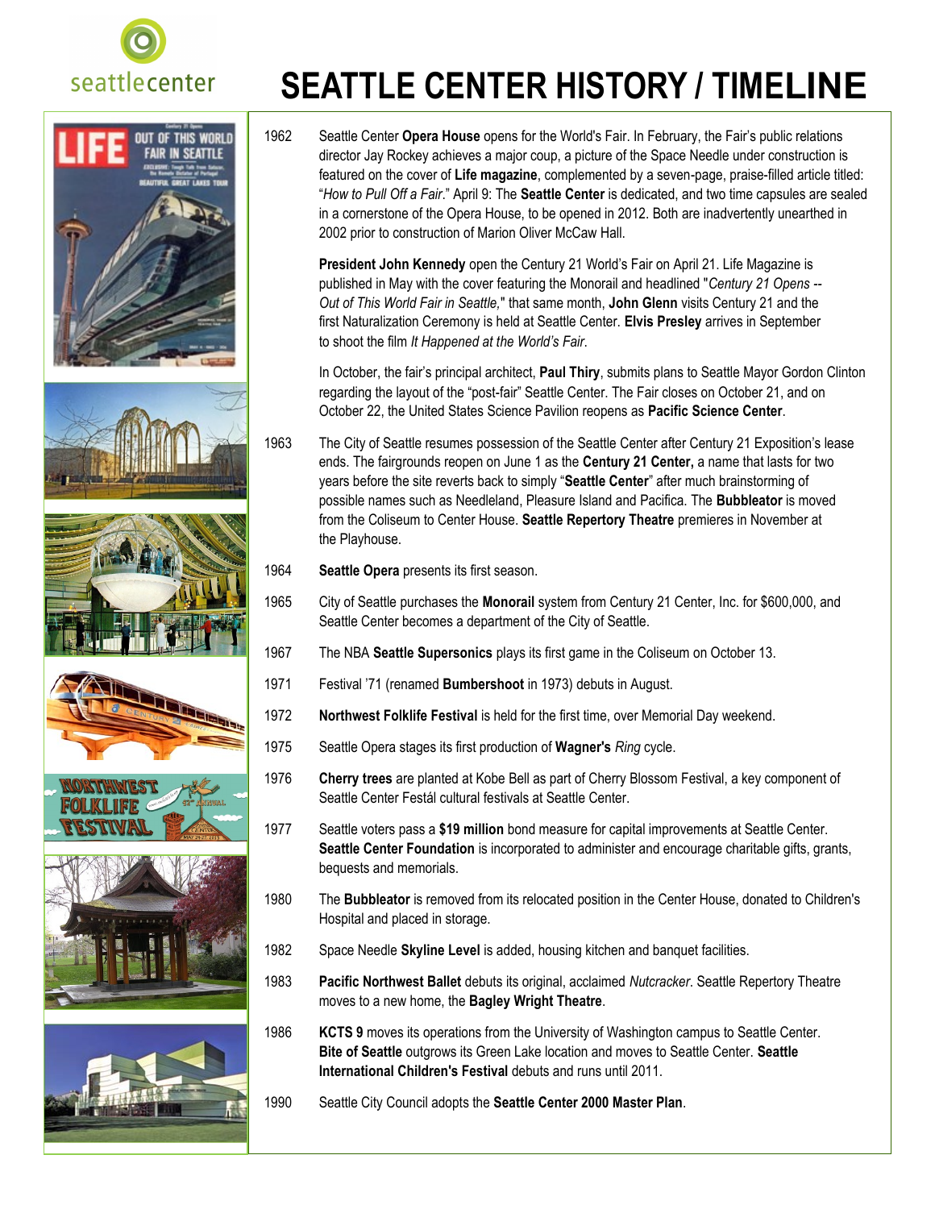# SEATTLE CENTER HISTORY / TIMELINE

1962 Seattle Center **Opera House** opens for the World's Fair. In February, the Fair's public relations director Jay Rockey achieves a major coup, a picture of the Space Needle under construction is featured on the cover of **Life magazine**, complemented by a seven-page, praise-filled article titled: "*How to Pull Off a Fair*." April 9: The **Seattle Center** is dedicated, and two time capsules are sealed in a cornerstone of the Opera House, to be opened in 2012. Both are inadvertently unearthed in 2002 prior to construction of Marion Oliver McCaw Hall.

**President John Kennedy** open the Century 21 World's Fair on April 21. Life Magazine is published in May with the cover featuring the Monorail and headlined "*Century 21 Opens -- Out of This World Fair in Seattle,*" that same month, **John Glenn** visits Century 21 and the first Naturalization Ceremony is held at Seattle Center. **Elvis Presley** arrives in September to shoot the film *It Happened at the World's Fair*.

In October, the fair's principal architect, **Paul Thiry**, submits plans to Seattle Mayor Gordon Clinton regarding the layout of the "post-fair" Seattle Center. The Fair closes on October 21, and on October 22, the United States Science Pavilion reopens as **Pacific Science Center**.

1963 The City of Seattle resumes possession of the Seattle Center after Century 21 Exposition's lease ends. The fairgrounds reopen on June 1 as the **Century 21 Center,** a name that lasts for two years before the site reverts back to simply "**Seattle Center**" after much brainstorming of possible names such as Needleland, Pleasure Island and Pacifica. The **Bubbleator** is moved from the Coliseum to Center House. **Seattle Repertory Theatre** premieres in November at the Playhouse.

1964 **Seattle Opera** presents its first season.

1965 City of Seattle purchases the **Monorail** system from Century 21 Center, Inc. for $600,000, and Seattle Center becomes a department of the City of Seattle.

1967 The NBA **Seattle Supersonics** plays its first game in the Coliseum on October 13.

1971 Festival '71 (renamed **Bumbershoot** in 1973) debuts in August.

1972 **Northwest Folklife Festival** is held for the first time, over Memorial Day weekend.

1975 Seattle Opera stages its first production of **Wagner's** *Ring* cycle.

1976 **Cherry trees** are planted at Kobe Bell as part of Cherry Blossom Festival, a key component of Seattle Center Festál cultural festivals at Seattle Center.

1977 Seattle voters pass a **$19 million** bond measure for capital improvements at Seattle Center. **Seattle Center Foundation** is incorporated to administer and encourage charitable gifts, grants, bequests and memorials.

1980 The **Bubbleator** is removed from its relocated position in the Center House, donated to Children's Hospital and placed in storage.

1982 Space Needle **Skyline Level** is added, housing kitchen and banquet facilities.

1983 **Pacific Northwest Ballet** debuts its original, acclaimed *Nutcracker*. Seattle Repertory Theatre moves to a new home, the **Bagley Wright Theatre**.

1986 **KCTS 9** moves its operations from the University of Washington campus to Seattle Center. **Bite of Seattle** outgrows its Green Lake location and moves to Seattle Center. **Seattle International Children's Festival** debuts and runs until 2011.

1990 Seattle City Council adopts the **Seattle Center 2000 Master Plan**.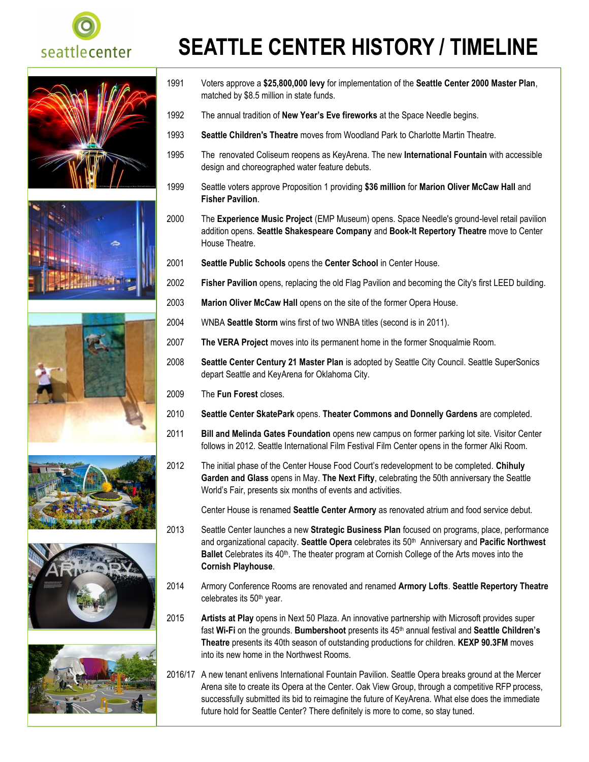# SEATTLE CENTER HISTORY / TIMELINE

1991 Voters approve a **$25,800,000 levy** for implementation of the **Seattle Center 2000 Master Plan**, matched by $8.5 million in state funds.

1992 The annual tradition of **New Year's Eve fireworks** at the Space Needle begins.

1993 **Seattle Children's Theatre** moves from Woodland Park to Charlotte Martin Theatre.

1995 The renovated Coliseum reopens as KeyArena. The new **International Fountain** with accessible design and choreographed water feature debuts.

1999 Seattle voters approve Proposition 1 providing **$36 million** for **Marion Oliver McCaw Hall** and **Fisher Pavilion**.

2000 The **Experience Music Project** (EMP Museum) opens. Space Needle's ground-level retail pavilion addition opens. **Seattle Shakespeare Company** and **Book-It Repertory Theatre** move to Center House Theatre.

2001 **Seattle Public Schools** opens the **Center School** in Center House.

2002 **Fisher Pavilion** opens, replacing the old Flag Pavilion and becoming the City's first LEED building.

2003 **Marion Oliver McCaw Hall** opens on the site of the former Opera House.

2004 WNBA **Seattle Storm** wins first of two WNBA titles (second is in 2011).

2007 **The VERA Project** moves into its permanent home in the former Snoqualmie Room.

2008 **Seattle Center Century 21 Master Plan** is adopted by Seattle City Council. Seattle SuperSonics depart Seattle and KeyArena for Oklahoma City.

2009 The **Fun Forest** closes.

2010 **Seattle Center SkatePark** opens. **Theater Commons and Donnelly Gardens** are completed.

2011 **Bill and Melinda Gates Foundation** opens new campus on former parking lot site. Visitor Center follows in 2012. Seattle International Film Festival Film Center opens in the former Alki Room.

2012 The initial phase of the Center House Food Court's redevelopment to be completed. **Chihuly Garden and Glass** opens in May. **The Next Fifty**, celebrating the 50th anniversary the Seattle World's Fair, presents six months of events and activities.

Center House is renamed **Seattle Center Armory** as renovated atrium and food service debut.

2013 Seattle Center launches a new **Strategic Business Plan** focused on programs, place, performance and organizational capacity. **Seattle Opera** celebrates its 50th Anniversary and **Pacific Northwest Ballet** Celebrates its 40th. The theater program at Cornish College of the Arts moves into the **Cornish Playhouse**.

2014 Armory Conference Rooms are renovated and renamed **Armory Lofts**. **Seattle Repertory Theatre** celebrates its 50th year.

2015 **Artists at Play** opens in Next 50 Plaza. An innovative partnership with Microsoft provides super fast **Wi-Fi** on the grounds. **Bumbershoot** presents its 45th annual festival and **Seattle Children's Theatre** presents its 40th season of outstanding productions for children. **KEXP 90.3FM** moves into its new home in the Northwest Rooms.

2016/17 A new tenant enlivens International Fountain Pavilion. Seattle Opera breaks ground at the Mercer Arena site to create its Opera at the Center. Oak View Group, through a competitive RFP process, successfully submitted its bid to reimagine the future of KeyArena. What else does the immediate future hold for Seattle Center? There definitely is more to come, so stay tuned.